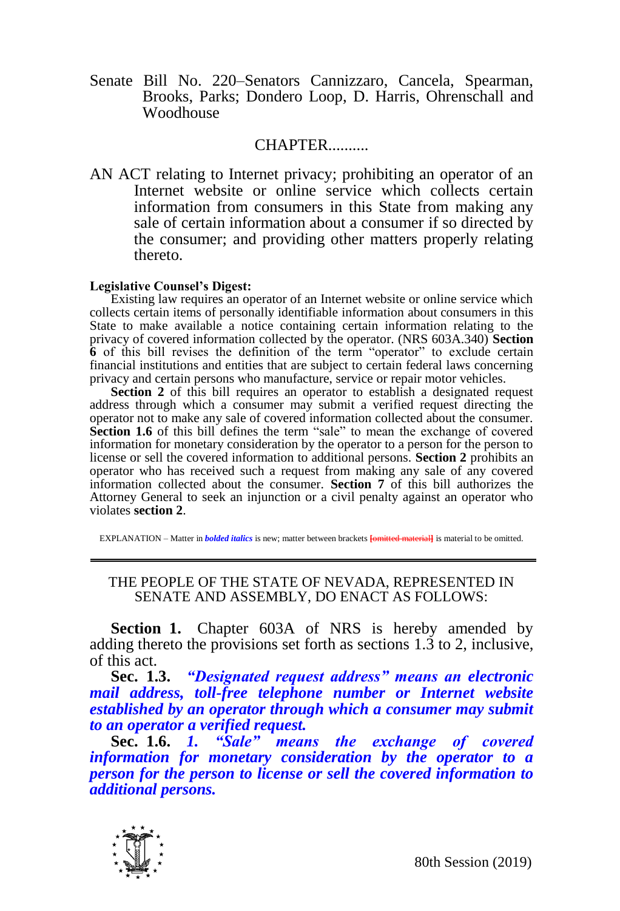Senate Bill No. 220–Senators Cannizzaro, Cancela, Spearman, Brooks, Parks; Dondero Loop, D. Harris, Ohrenschall and Woodhouse

CHAPTER..........

AN ACT relating to Internet privacy; prohibiting an operator of an Internet website or online service which collects certain information from consumers in this State from making any sale of certain information about a consumer if so directed by the consumer; and providing other matters properly relating thereto.

**Legislative Counsel's Digest:**

Existing law requires an operator of an Internet website or online service which collects certain items of personally identifiable information about consumers in this State to make available a notice containing certain information relating to the privacy of covered information collected by the operator. (NRS 603A.340) **Section 6** of this bill revises the definition of the term "operator" to exclude certain financial institutions and entities that are subject to certain federal laws concerning privacy and certain persons who manufacture, service or repair motor vehicles.

**Section 2** of this bill requires an operator to establish a designated request address through which a consumer may submit a verified request directing the operator not to make any sale of covered information collected about the consumer. **Section 1.6** of this bill defines the term "sale" to mean the exchange of covered information for monetary consideration by the operator to a person for the person to license or sell the covered information to additional persons. **Section 2** prohibits an operator who has received such a request from making any sale of any covered information collected about the consumer. **Section 7** of this bill authorizes the Attorney General to seek an injunction or a civil penalty against an operator who violates **section 2**.

EXPLANATION – Matter in ***bolded italics*** is new; matter between brackets [~~omitted material~~] is material to be omitted.

---

THE PEOPLE OF THE STATE OF NEVADA, REPRESENTED IN SENATE AND ASSEMBLY, DO ENACT AS FOLLOWS:

**Section 1.** Chapter 603A of NRS is hereby amended by adding thereto the provisions set forth as sections 1.3 to 2, inclusive, of this act.

**Sec. 1.3.** ***"Designated request address" means an electronic mail address, toll-free telephone number or Internet website established by an operator through which a consumer may submit to an operator a verified request.***

**Sec. 1.6.** ***1. "Sale" means the exchange of covered information for monetary consideration by the operator to a person for the person to license or sell the covered information to additional persons.***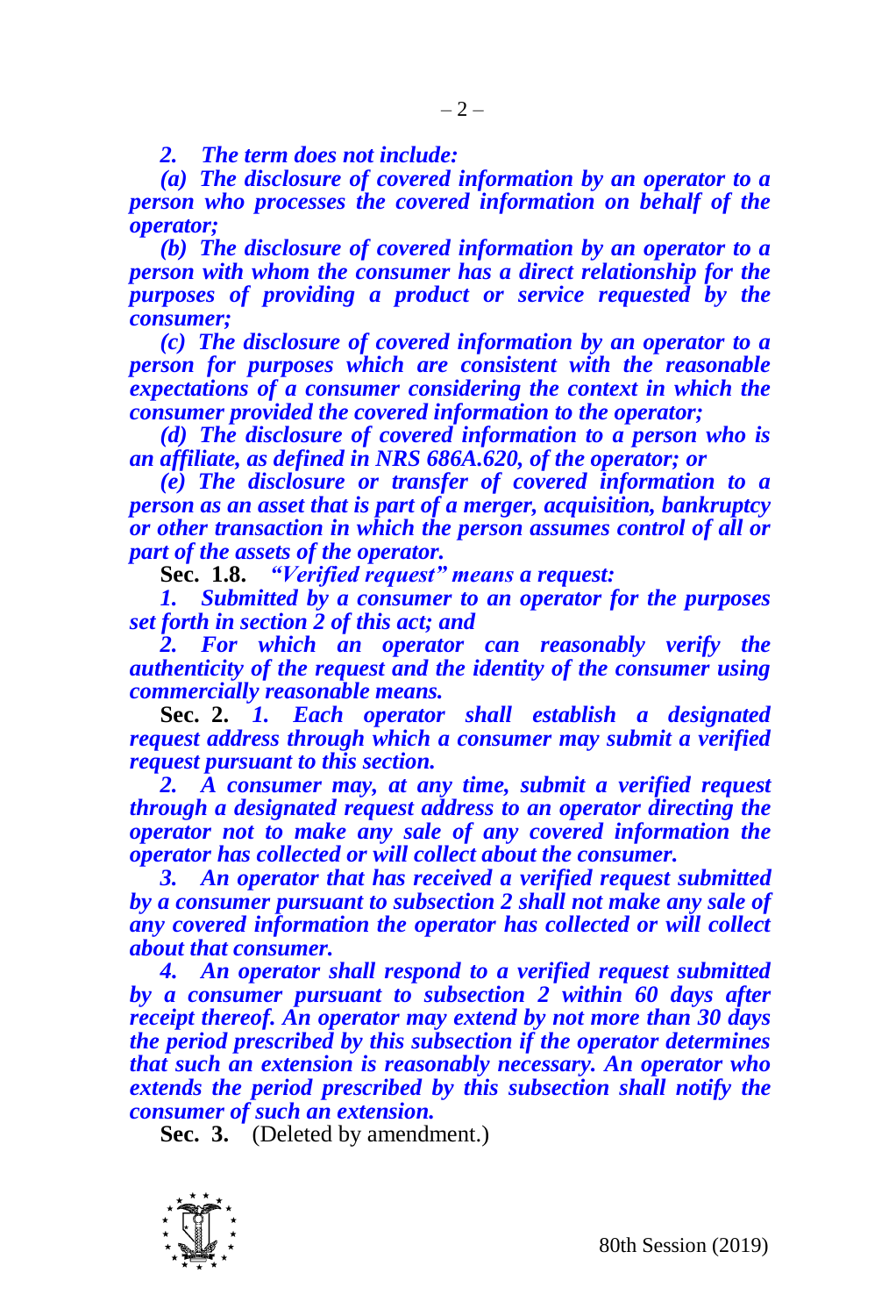*2. The term does not include:*

*(a) The disclosure of covered information by an operator to a person who processes the covered information on behalf of the operator;*

*(b) The disclosure of covered information by an operator to a person with whom the consumer has a direct relationship for the purposes of providing a product or service requested by the consumer;*

*(c) The disclosure of covered information by an operator to a person for purposes which are consistent with the reasonable expectations of a consumer considering the context in which the consumer provided the covered information to the operator;*

*(d) The disclosure of covered information to a person who is an affiliate, as defined in NRS 686A.620, of the operator; or*

*(e) The disclosure or transfer of covered information to a person as an asset that is part of a merger, acquisition, bankruptcy or other transaction in which the person assumes control of all or part of the assets of the operator.*

**Sec. 1.8.** *"Verified request" means a request:*

*1. Submitted by a consumer to an operator for the purposes set forth in section 2 of this act; and*

*2. For which an operator can reasonably verify the authenticity of the request and the identity of the consumer using commercially reasonable means.*

**Sec. 2.** *1. Each operator shall establish a designated request address through which a consumer may submit a verified request pursuant to this section.*

*2. A consumer may, at any time, submit a verified request through a designated request address to an operator directing the operator not to make any sale of any covered information the operator has collected or will collect about the consumer.*

*3. An operator that has received a verified request submitted by a consumer pursuant to subsection 2 shall not make any sale of any covered information the operator has collected or will collect about that consumer.*

*4. An operator shall respond to a verified request submitted by a consumer pursuant to subsection 2 within 60 days after receipt thereof. An operator may extend by not more than 30 days the period prescribed by this subsection if the operator determines that such an extension is reasonably necessary. An operator who extends the period prescribed by this subsection shall notify the consumer of such an extension.*

**Sec. 3.** (Deleted by amendment.)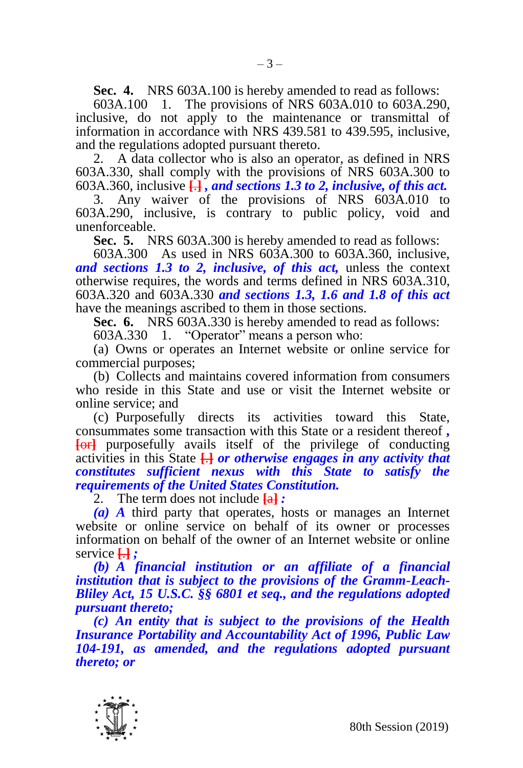**Sec. 4.** NRS 603A.100 is hereby amended to read as follows:

603A.100 1. The provisions of NRS 603A.010 to 603A.290, inclusive, do not apply to the maintenance or transmittal of information in accordance with NRS 439.581 to 439.595, inclusive, and the regulations adopted pursuant thereto.

2. A data collector who is also an operator, as defined in NRS 603A.330, shall comply with the provisions of NRS 603A.300 to 603A.360, inclusive [.] ***, and sections 1.3 to 2, inclusive, of this act.***

3. Any waiver of the provisions of NRS 603A.010 to 603A.290, inclusive, is contrary to public policy, void and unenforceable.

**Sec. 5.** NRS 603A.300 is hereby amended to read as follows:

603A.300 As used in NRS 603A.300 to 603A.360, inclusive, ***and sections 1.3 to 2, inclusive, of this act,*** unless the context otherwise requires, the words and terms defined in NRS 603A.310, 603A.320 and 603A.330 ***and sections 1.3, 1.6 and 1.8 of this act*** have the meanings ascribed to them in those sections.

**Sec. 6.** NRS 603A.330 is hereby amended to read as follows:

603A.330 1. "Operator" means a person who:

(a) Owns or operates an Internet website or online service for commercial purposes;

(b) Collects and maintains covered information from consumers who reside in this State and use or visit the Internet website or online service; and

(c) Purposefully directs its activities toward this State, consummates some transaction with this State or a resident thereof ***,*** [or] purposefully avails itself of the privilege of conducting activities in this State [.] ***or otherwise engages in any activity that constitutes sufficient nexus with this State to satisfy the requirements of the United States Constitution.***

2. The term does not include [a] ***:***

***(a) A*** third party that operates, hosts or manages an Internet website or online service on behalf of its owner or processes information on behalf of the owner of an Internet website or online service [.] ***;***

***(b) A financial institution or an affiliate of a financial institution that is subject to the provisions of the Gramm-Leach-Bliley Act, 15 U.S.C. §§ 6801 et seq., and the regulations adopted pursuant thereto;***

***(c) An entity that is subject to the provisions of the Health Insurance Portability and Accountability Act of 1996, Public Law 104-191, as amended, and the regulations adopted pursuant thereto; or***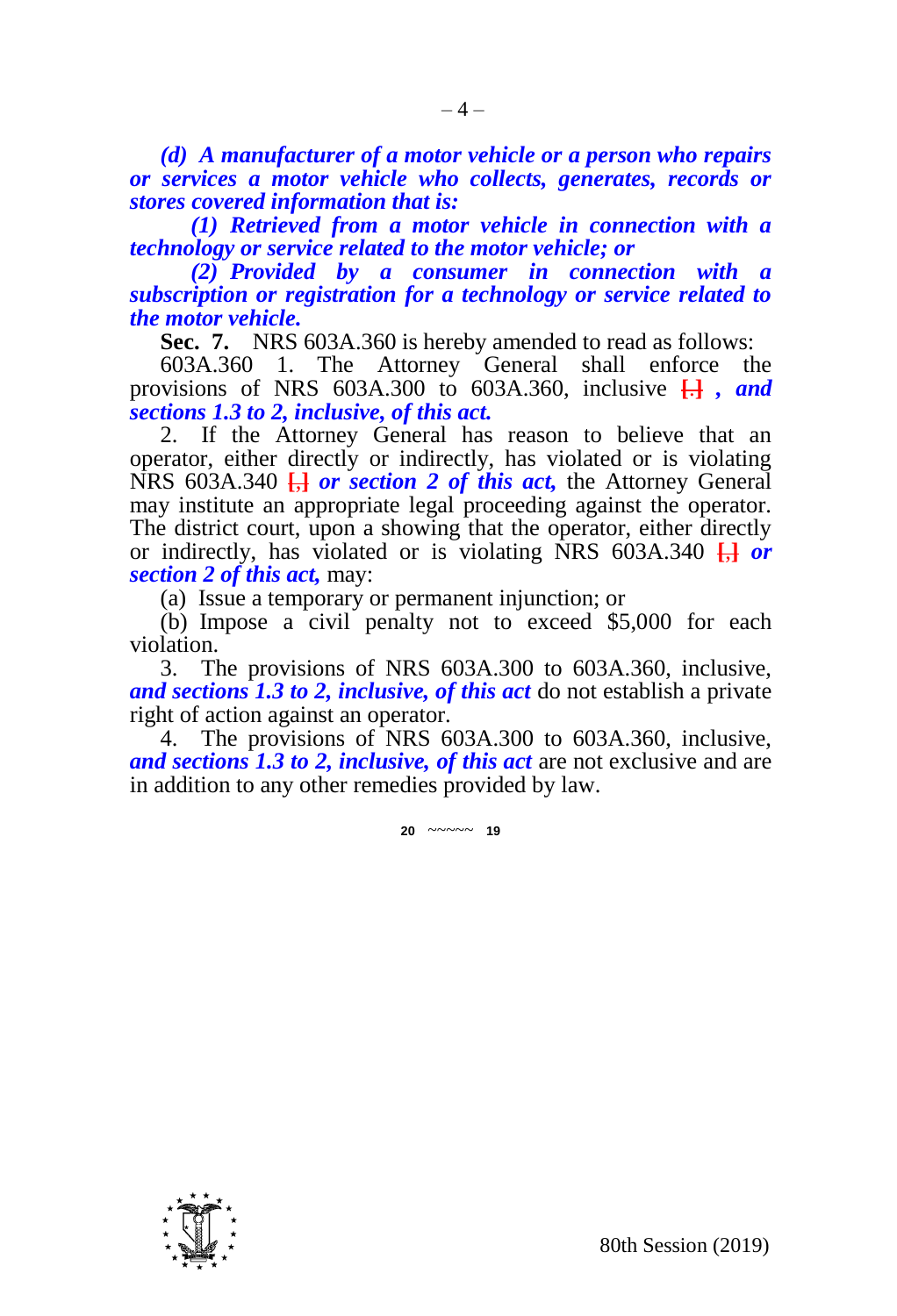*(d) A manufacturer of a motor vehicle or a person who repairs or services a motor vehicle who collects, generates, records or stores covered information that is:*

*(1) Retrieved from a motor vehicle in connection with a technology or service related to the motor vehicle; or*

*(2) Provided by a consumer in connection with a subscription or registration for a technology or service related to the motor vehicle.*

**Sec. 7.** NRS 603A.360 is hereby amended to read as follows:

603A.360 1. The Attorney General shall enforce the provisions of NRS 603A.300 to 603A.360, inclusive [.] *, and sections 1.3 to 2, inclusive, of this act.*

2. If the Attorney General has reason to believe that an operator, either directly or indirectly, has violated or is violating NRS 603A.340 [,] *or section 2 of this act,* the Attorney General may institute an appropriate legal proceeding against the operator. The district court, upon a showing that the operator, either directly or indirectly, has violated or is violating NRS 603A.340 [,] *or section 2 of this act,* may:

(a) Issue a temporary or permanent injunction; or

(b) Impose a civil penalty not to exceed $5,000 for each violation.

3. The provisions of NRS 603A.300 to 603A.360, inclusive, *and sections 1.3 to 2, inclusive, of this act* do not establish a private right of action against an operator.

4. The provisions of NRS 603A.300 to 603A.360, inclusive, *and sections 1.3 to 2, inclusive, of this act* are not exclusive and are in addition to any other remedies provided by law.

20 ~~~~~ 19